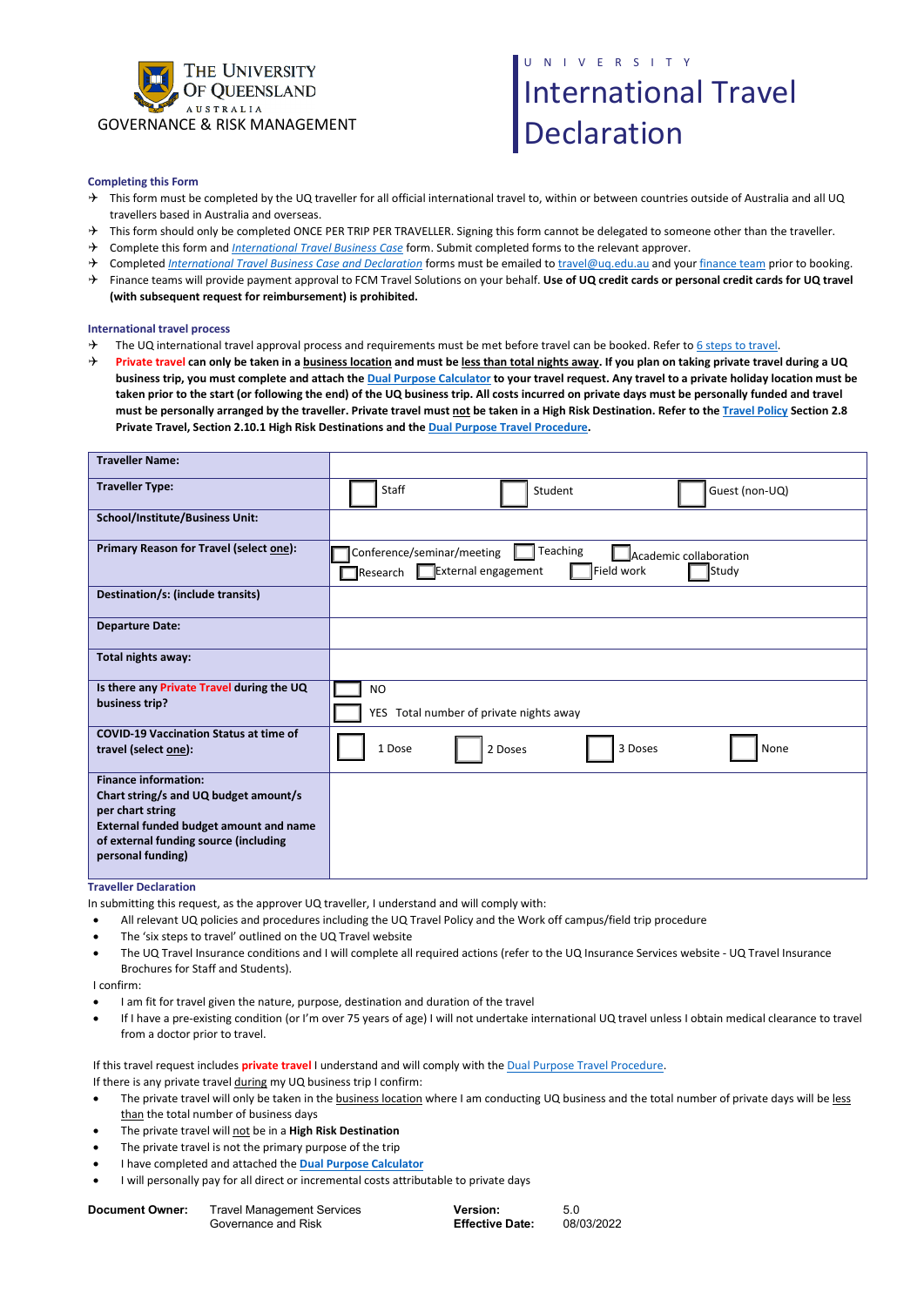THE UNIVERSITY OF QUEENSLAND AUSTRALIA

GOVERNANCE & RISK MANAGEMENT

UNIVERSITY

# International Travel Declaration

### Completing this Form

- This form must be completed by the UQ traveller for all official international travel to, within or between countries outside of Australia and all UQ travellers based in Australia and overseas.
- This form should only be completed ONCE PER TRIP PER TRAVELLER. Signing this form cannot be delegated to someone other than the traveller.
- Complete this form and *International Travel Business Case* form. Submit completed forms to the relevant approver.
- Completed *International Travel Business Case and Declaration* forms must be emailed to travel@uq.edu.au and your finance team prior to booking.
- Finance teams will provide payment approval to FCM Travel Solutions on your behalf. **Use of UQ credit cards or personal credit cards for UQ travel (with subsequent request for reimbursement) is prohibited.**

### International travel process

- The UQ international travel approval process and requirements must be met before travel can be booked. Refer to 6 steps to travel.
- **Private travel can only be taken in a business location and must be less than total nights away. If you plan on taking private travel during a UQ business trip, you must complete and attach the Dual Purpose Calculator to your travel request. Any travel to a private holiday location must be taken prior to the start (or following the end) of the UQ business trip. All costs incurred on private days must be personally funded and travel must be personally arranged by the traveller. Private travel must not be taken in a High Risk Destination. Refer to the Travel Policy Section 2.8 Private Travel, Section 2.10.1 High Risk Destinations and the Dual Purpose Travel Procedure.**

| | |
|---|---|
| **Traveller Name:** | |
| **Traveller Type:** | ☐ Staff ☐ Student ☐ Guest (non-UQ) |
| **School/Institute/Business Unit:** | |
| **Primary Reason for Travel (select one):** | ☐ Conference/seminar/meeting ☐ Teaching ☐ Academic collaboration ☐ Research ☐ External engagement ☐ Field work ☐ Study |
| **Destination/s: (include transits)** | |
| **Departure Date:** | |
| **Total nights away:** | |
| **Is there any Private Travel during the UQ business trip?** | ☐ NO<br>☐ YES Total number of private nights away |
| **COVID-19 Vaccination Status at time of travel (select one):** | ☐ 1 Dose ☐ 2 Doses ☐ 3 Doses ☐ None |
| **Finance information:**<br>**Chart string/s and UQ budget amount/s per chart string**<br>**External funded budget amount and name of external funding source (including personal funding)** | |

### Traveller Declaration

In submitting this request, as the approver UQ traveller, I understand and will comply with:

- All relevant UQ policies and procedures including the UQ Travel Policy and the Work off campus/field trip procedure
- The 'six steps to travel' outlined on the UQ Travel website
- The UQ Travel Insurance conditions and I will complete all required actions (refer to the UQ Insurance Services website - UQ Travel Insurance Brochures for Staff and Students).

I confirm:

- I am fit for travel given the nature, purpose, destination and duration of the travel
- If I have a pre-existing condition (or I'm over 75 years of age) I will not undertake international UQ travel unless I obtain medical clearance to travel from a doctor prior to travel.

If this travel request includes **private travel** I understand and will comply with the Dual Purpose Travel Procedure.

If there is any private travel during my UQ business trip I confirm:

- The private travel will only be taken in the business location where I am conducting UQ business and the total number of private days will be less than the total number of business days
- The private travel will not be in a **High Risk Destination**
- The private travel is not the primary purpose of the trip
- I have completed and attached the **Dual Purpose Calculator**
- I will personally pay for all direct or incremental costs attributable to private days

| | | | |
|---|---|---|---|
| **Document Owner:** | Travel Management Services<br>Governance and Risk | **Version:**<br>**Effective Date:** | 5.0<br>08/03/2022 |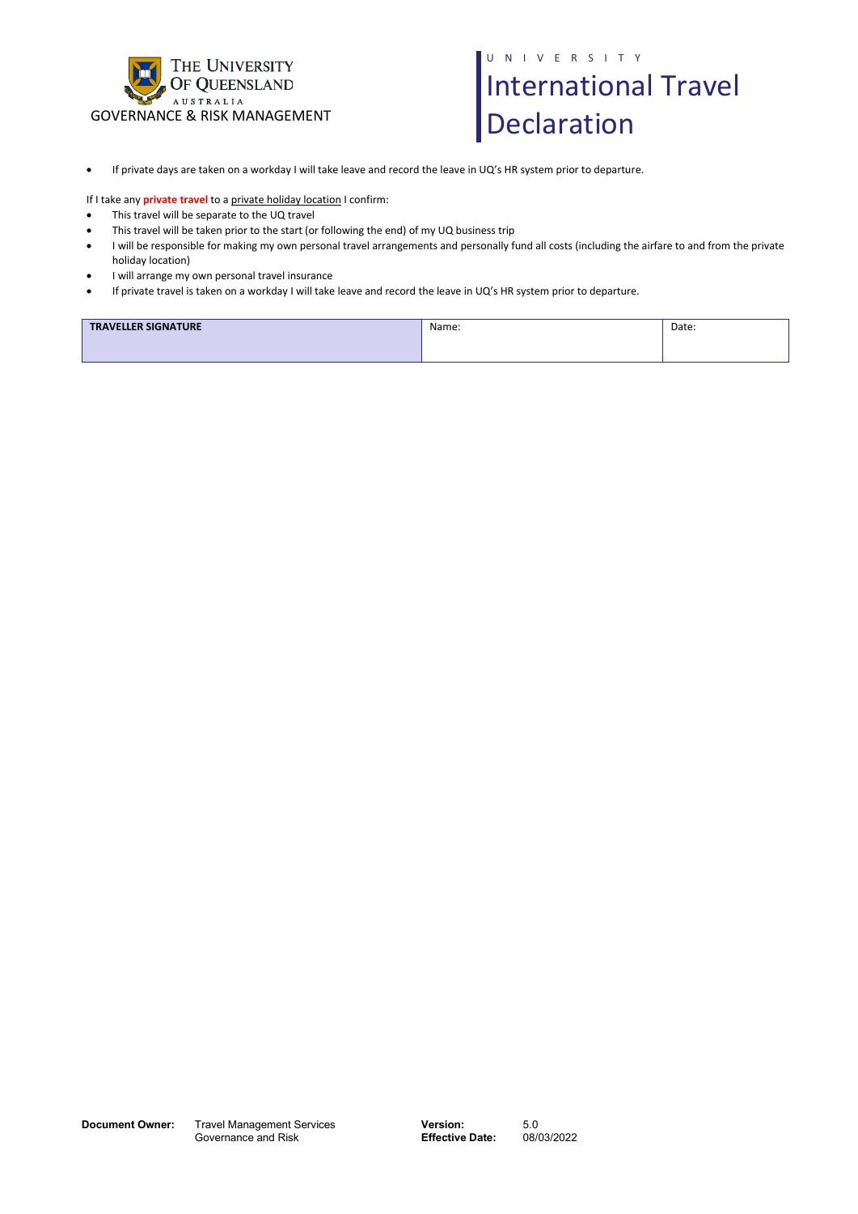- If private days are taken on a workday I will take leave and record the leave in UQ's HR system prior to departure.

If I take any **private travel** to a private holiday location I confirm:

- This travel will be separate to the UQ travel
- This travel will be taken prior to the start (or following the end) of my UQ business trip
- I will be responsible for making my own personal travel arrangements and personally fund all costs (including the airfare to and from the private holiday location)
- I will arrange my own personal travel insurance
- If private travel is taken on a workday I will take leave and record the leave in UQ's HR system prior to departure.

| | | |
|---|---|---|
| **TRAVELLER SIGNATURE** | Name: | Date: |

| | | | |
|---|---|---|---|
| **Document Owner:** | Travel Management Services<br>Governance and Risk | **Version:**<br>**Effective Date:** | 5.0<br>08/03/2022 |